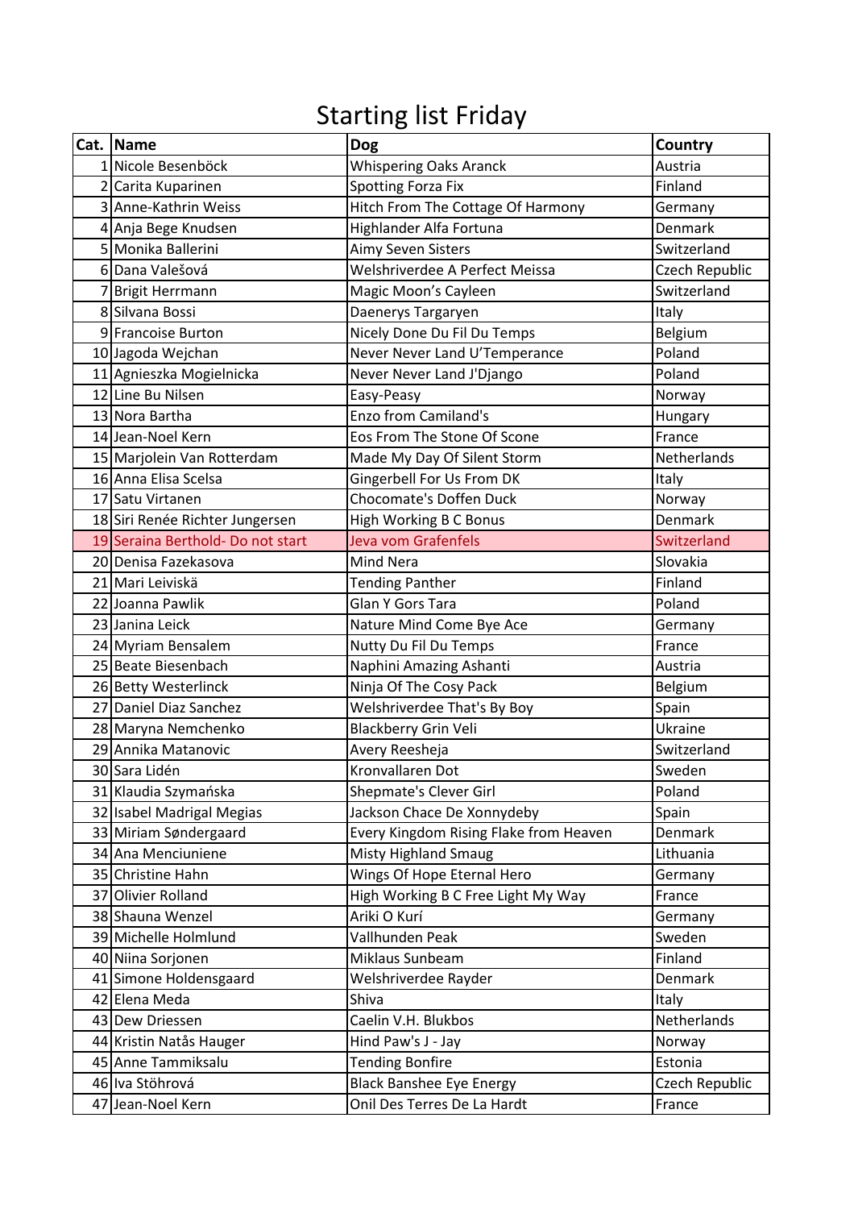# Starting list Friday

| Cat. | Name | Dog | Country |
|---|---|---|---|
| 1 | Nicole Besenböck | Whispering Oaks Aranck | Austria |
| 2 | Carita Kuparinen | Spotting Forza Fix | Finland |
| 3 | Anne-Kathrin Weiss | Hitch From The Cottage Of Harmony | Germany |
| 4 | Anja Bege Knudsen | Highlander Alfa Fortuna | Denmark |
| 5 | Monika Ballerini | Aimy Seven Sisters | Switzerland |
| 6 | Dana Valešová | Welshriverdee A Perfect Meissa | Czech Republic |
| 7 | Brigit Herrmann | Magic Moon's Cayleen | Switzerland |
| 8 | Silvana Bossi | Daenerys Targaryen | Italy |
| 9 | Francoise Burton | Nicely Done Du Fil Du Temps | Belgium |
| 10 | Jagoda Wejchan | Never Never Land U'Temperance | Poland |
| 11 | Agnieszka Mogielnicka | Never Never Land J'Django | Poland |
| 12 | Line Bu Nilsen | Easy-Peasy | Norway |
| 13 | Nora Bartha | Enzo from Camiland's | Hungary |
| 14 | Jean-Noel Kern | Eos From The Stone Of Scone | France |
| 15 | Marjolein Van Rotterdam | Made My Day Of Silent Storm | Netherlands |
| 16 | Anna Elisa Scelsa | Gingerbell For Us From DK | Italy |
| 17 | Satu Virtanen | Chocomate's Doffen Duck | Norway |
| 18 | Siri Renée Richter Jungersen | High Working B C Bonus | Denmark |
| 19 | Seraina Berthold- Do not start | Jeva vom Grafenfels | Switzerland |
| 20 | Denisa Fazekasova | Mind Nera | Slovakia |
| 21 | Mari Leiviskä | Tending Panther | Finland |
| 22 | Joanna Pawlik | Glan Y Gors Tara | Poland |
| 23 | Janina Leick | Nature Mind Come Bye Ace | Germany |
| 24 | Myriam Bensalem | Nutty Du Fil Du Temps | France |
| 25 | Beate Biesenbach | Naphini Amazing Ashanti | Austria |
| 26 | Betty Westerlinck | Ninja Of The Cosy Pack | Belgium |
| 27 | Daniel Diaz Sanchez | Welshriverdee That's By Boy | Spain |
| 28 | Maryna Nemchenko | Blackberry Grin Veli | Ukraine |
| 29 | Annika Matanovic | Avery Reesheja | Switzerland |
| 30 | Sara Lidén | Kronvallaren Dot | Sweden |
| 31 | Klaudia Szymańska | Shepmate's Clever Girl | Poland |
| 32 | Isabel Madrigal Megias | Jackson Chace De Xonnydeby | Spain |
| 33 | Miriam Søndergaard | Every Kingdom Rising Flake from Heaven | Denmark |
| 34 | Ana Menciuniene | Misty Highland Smaug | Lithuania |
| 35 | Christine Hahn | Wings Of Hope Eternal Hero | Germany |
| 37 | Olivier Rolland | High Working B C Free Light My Way | France |
| 38 | Shauna Wenzel | Ariki O Kurí | Germany |
| 39 | Michelle Holmlund | Vallhunden Peak | Sweden |
| 40 | Niina Sorjonen | Miklaus Sunbeam | Finland |
| 41 | Simone Holdensgaard | Welshriverdee Rayder | Denmark |
| 42 | Elena Meda | Shiva | Italy |
| 43 | Dew Driessen | Caelin V.H. Blukbos | Netherlands |
| 44 | Kristin Natås Hauger | Hind Paw's J - Jay | Norway |
| 45 | Anne Tammiksalu | Tending Bonfire | Estonia |
| 46 | Iva Stöhrová | Black Banshee Eye Energy | Czech Republic |
| 47 | Jean-Noel Kern | Onil Des Terres De La Hardt | France |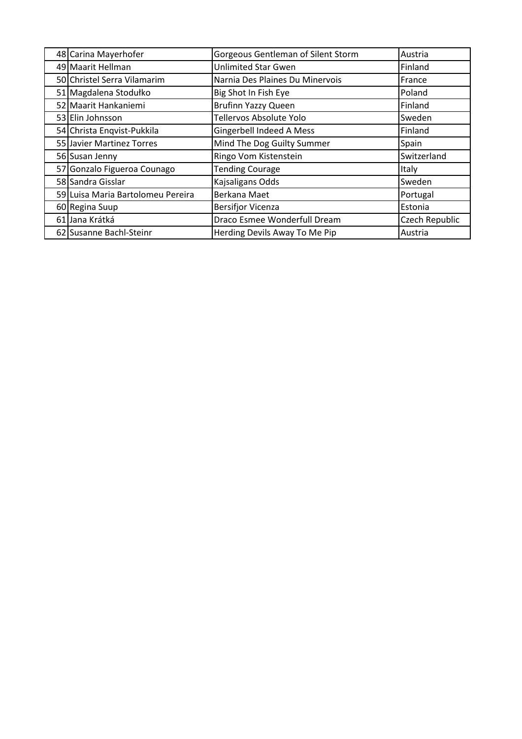| | | | |
|---|---|---|---|
| 48 | Carina Mayerhofer | Gorgeous Gentleman of Silent Storm | Austria |
| 49 | Maarit Hellman | Unlimited Star Gwen | Finland |
| 50 | Christel Serra Vilamarim | Narnia Des Plaines Du Minervois | France |
| 51 | Magdalena Stodułko | Big Shot In Fish Eye | Poland |
| 52 | Maarit Hankaniemi | Brufinn Yazzy Queen | Finland |
| 53 | Elin Johnsson | Tellervos Absolute Yolo | Sweden |
| 54 | Christa Enqvist-Pukkila | Gingerbell Indeed A Mess | Finland |
| 55 | Javier Martinez Torres | Mind The Dog Guilty Summer | Spain |
| 56 | Susan Jenny | Ringo Vom Kistenstein | Switzerland |
| 57 | Gonzalo Figueroa Counago | Tending Courage | Italy |
| 58 | Sandra Gisslar | Kajsaligans Odds | Sweden |
| 59 | Luisa Maria Bartolomeu Pereira | Berkana Maet | Portugal |
| 60 | Regina Suup | Bersifjor Vicenza | Estonia |
| 61 | Jana Krátká | Draco Esmee Wonderfull Dream | Czech Republic |
| 62 | Susanne Bachl-Steinr | Herding Devils Away To Me Pip | Austria |